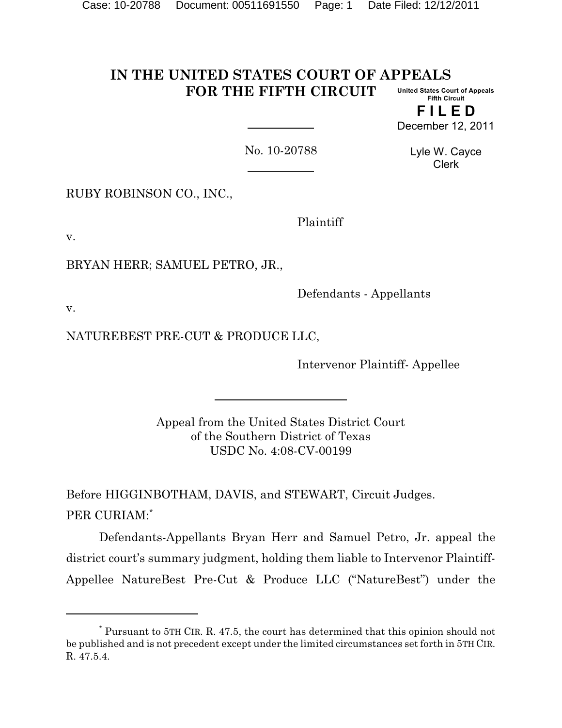# IN THE UNITED STATES COURT OF APPEALS FOR THE FIFTH CIRCUIT

United States Court of Appeals
Fifth Circuit

**FILED**

December 12, 2011

Lyle W. Cayce
Clerk

No. 10-20788

RUBY ROBINSON CO., INC.,

Plaintiff

v.

BRYAN HERR; SAMUEL PETRO, JR.,

Defendants - Appellants

v.

NATUREBEST PRE-CUT & PRODUCE LLC,

Intervenor Plaintiff- Appellee

Appeal from the United States District Court
of the Southern District of Texas
USDC No. 4:08-CV-00199

Before HIGGINBOTHAM, DAVIS, and STEWART, Circuit Judges.

PER CURIAM:[*]

Defendants-Appellants Bryan Herr and Samuel Petro, Jr. appeal the district court's summary judgment, holding them liable to Intervenor Plaintiff-Appellee NatureBest Pre-Cut & Produce LLC ("NatureBest") under the

---

[*] Pursuant to 5TH CIR. R. 47.5, the court has determined that this opinion should not be published and is not precedent except under the limited circumstances set forth in 5TH CIR. R. 47.5.4.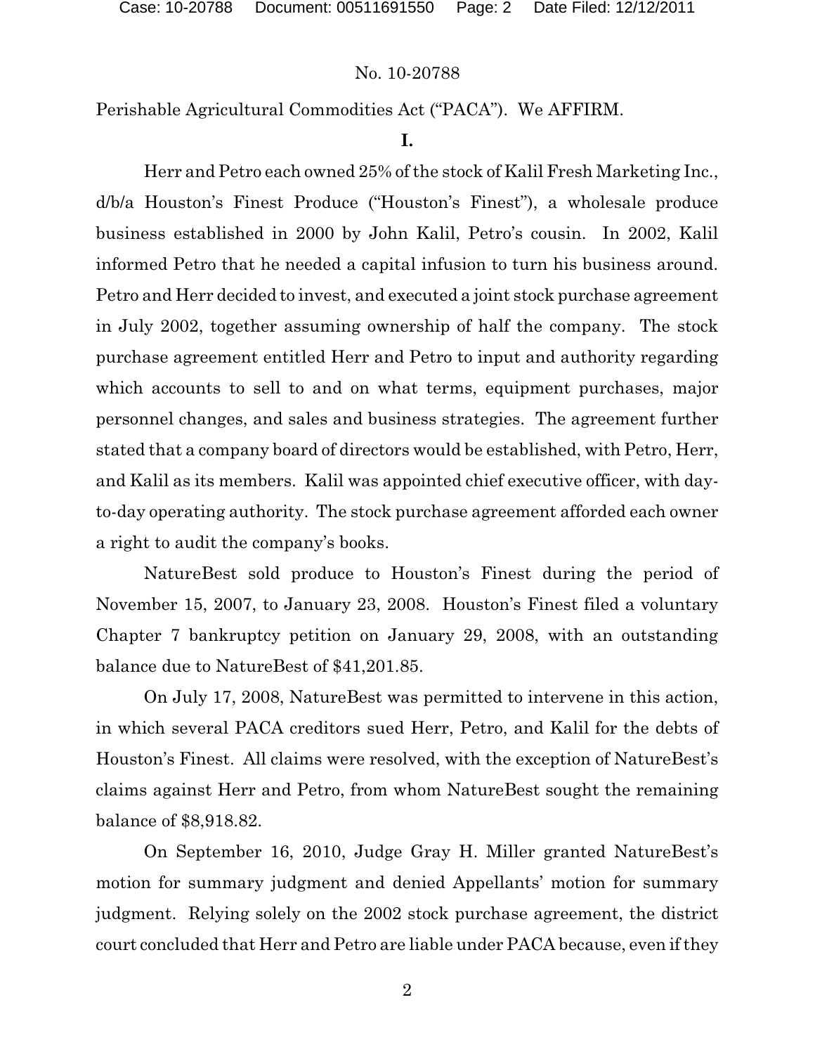Perishable Agricultural Commodities Act ("PACA"). We AFFIRM.

**I.**

Herr and Petro each owned 25% of the stock of Kalil Fresh Marketing Inc., d/b/a Houston's Finest Produce ("Houston's Finest"), a wholesale produce business established in 2000 by John Kalil, Petro's cousin. In 2002, Kalil informed Petro that he needed a capital infusion to turn his business around. Petro and Herr decided to invest, and executed a joint stock purchase agreement in July 2002, together assuming ownership of half the company. The stock purchase agreement entitled Herr and Petro to input and authority regarding which accounts to sell to and on what terms, equipment purchases, major personnel changes, and sales and business strategies. The agreement further stated that a company board of directors would be established, with Petro, Herr, and Kalil as its members. Kalil was appointed chief executive officer, with day-to-day operating authority. The stock purchase agreement afforded each owner a right to audit the company's books.

NatureBest sold produce to Houston's Finest during the period of November 15, 2007, to January 23, 2008. Houston's Finest filed a voluntary Chapter 7 bankruptcy petition on January 29, 2008, with an outstanding balance due to NatureBest of $41,201.85.

On July 17, 2008, NatureBest was permitted to intervene in this action, in which several PACA creditors sued Herr, Petro, and Kalil for the debts of Houston's Finest. All claims were resolved, with the exception of NatureBest's claims against Herr and Petro, from whom NatureBest sought the remaining balance of $8,918.82.

On September 16, 2010, Judge Gray H. Miller granted NatureBest's motion for summary judgment and denied Appellants' motion for summary judgment. Relying solely on the 2002 stock purchase agreement, the district court concluded that Herr and Petro are liable under PACA because, even if they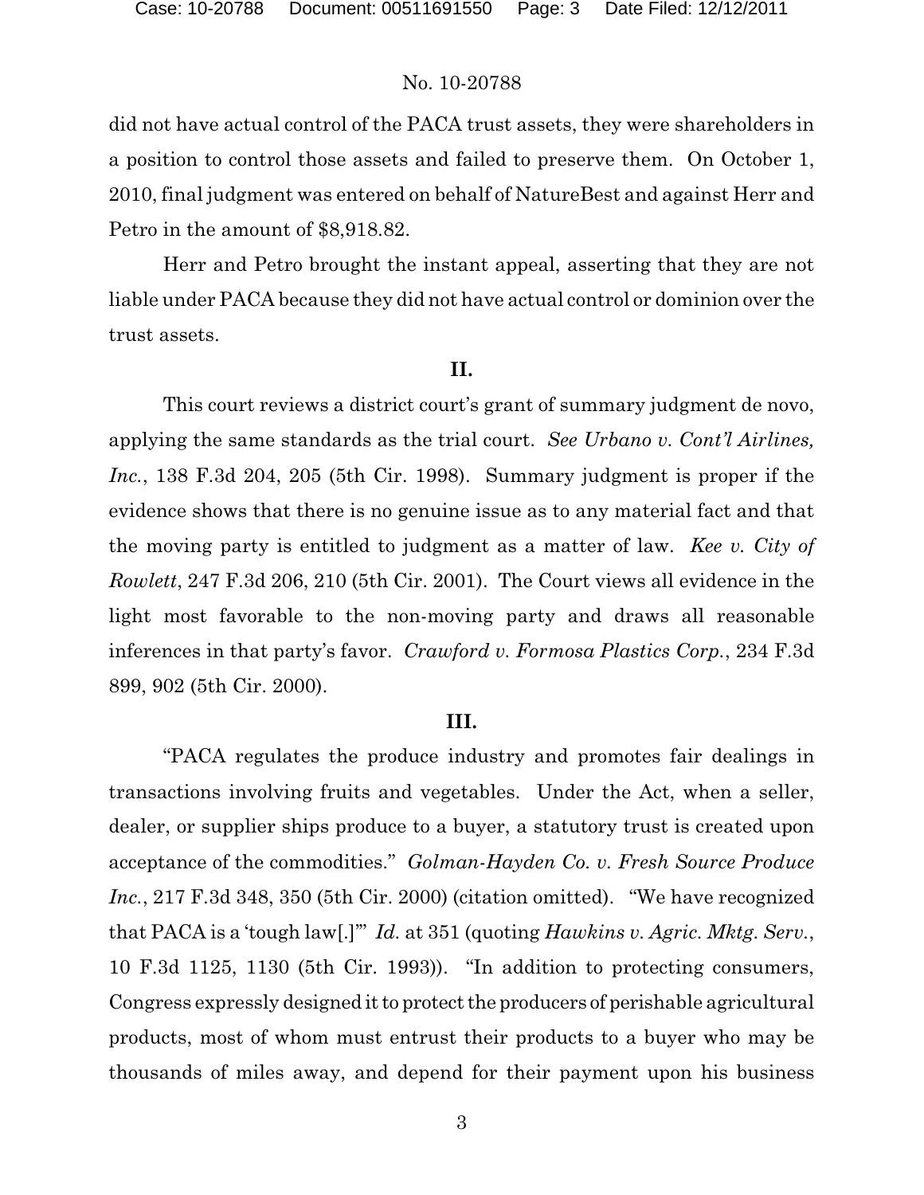did not have actual control of the PACA trust assets, they were shareholders in a position to control those assets and failed to preserve them. On October 1, 2010, final judgment was entered on behalf of NatureBest and against Herr and Petro in the amount of $8,918.82.

Herr and Petro brought the instant appeal, asserting that they are not liable under PACA because they did not have actual control or dominion over the trust assets.

## II.

This court reviews a district court's grant of summary judgment de novo, applying the same standards as the trial court. *See Urbano v. Cont'l Airlines, Inc.*, 138 F.3d 204, 205 (5th Cir. 1998). Summary judgment is proper if the evidence shows that there is no genuine issue as to any material fact and that the moving party is entitled to judgment as a matter of law. *Kee v. City of Rowlett*, 247 F.3d 206, 210 (5th Cir. 2001). The Court views all evidence in the light most favorable to the non-moving party and draws all reasonable inferences in that party's favor. *Crawford v. Formosa Plastics Corp.*, 234 F.3d 899, 902 (5th Cir. 2000).

## III.

"PACA regulates the produce industry and promotes fair dealings in transactions involving fruits and vegetables. Under the Act, when a seller, dealer, or supplier ships produce to a buyer, a statutory trust is created upon acceptance of the commodities." *Golman-Hayden Co. v. Fresh Source Produce Inc.*, 217 F.3d 348, 350 (5th Cir. 2000) (citation omitted). "We have recognized that PACA is a 'tough law[.]'" *Id.* at 351 (quoting *Hawkins v. Agric. Mktg. Serv.*, 10 F.3d 1125, 1130 (5th Cir. 1993)). "In addition to protecting consumers, Congress expressly designed it to protect the producers of perishable agricultural products, most of whom must entrust their products to a buyer who may be thousands of miles away, and depend for their payment upon his business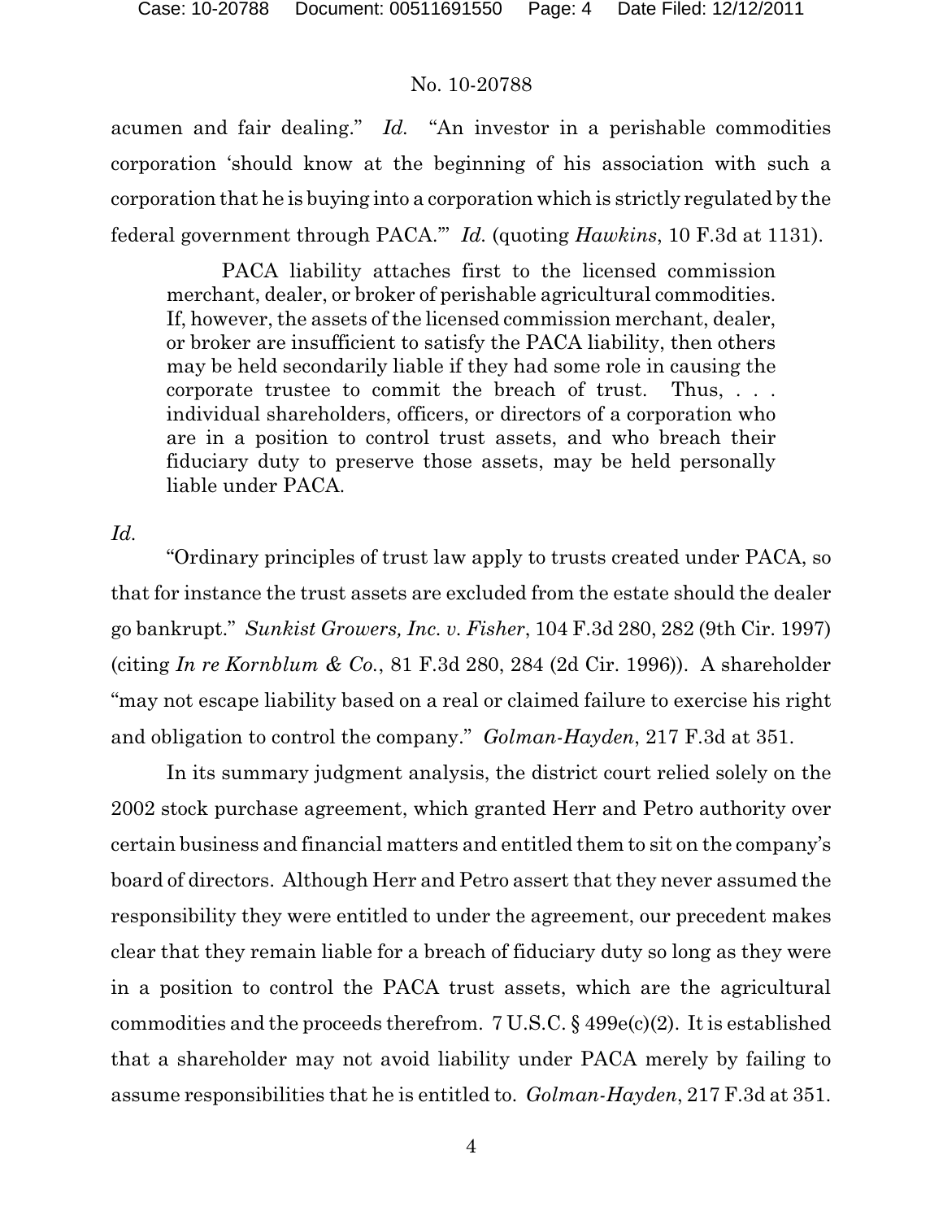acumen and fair dealing." *Id.* "An investor in a perishable commodities corporation 'should know at the beginning of his association with such a corporation that he is buying into a corporation which is strictly regulated by the federal government through PACA.'" *Id.* (quoting *Hawkins*, 10 F.3d at 1131).

> PACA liability attaches first to the licensed commission merchant, dealer, or broker of perishable agricultural commodities. If, however, the assets of the licensed commission merchant, dealer, or broker are insufficient to satisfy the PACA liability, then others may be held secondarily liable if they had some role in causing the corporate trustee to commit the breach of trust. Thus, . . . individual shareholders, officers, or directors of a corporation who are in a position to control trust assets, and who breach their fiduciary duty to preserve those assets, may be held personally liable under PACA.

*Id.*

"Ordinary principles of trust law apply to trusts created under PACA, so that for instance the trust assets are excluded from the estate should the dealer go bankrupt." *Sunkist Growers, Inc. v. Fisher*, 104 F.3d 280, 282 (9th Cir. 1997) (citing *In re Kornblum & Co.*, 81 F.3d 280, 284 (2d Cir. 1996)). A shareholder "may not escape liability based on a real or claimed failure to exercise his right and obligation to control the company." *Golman-Hayden*, 217 F.3d at 351.

In its summary judgment analysis, the district court relied solely on the 2002 stock purchase agreement, which granted Herr and Petro authority over certain business and financial matters and entitled them to sit on the company's board of directors. Although Herr and Petro assert that they never assumed the responsibility they were entitled to under the agreement, our precedent makes clear that they remain liable for a breach of fiduciary duty so long as they were in a position to control the PACA trust assets, which are the agricultural commodities and the proceeds therefrom. 7 U.S.C. § 499e(c)(2). It is established that a shareholder may not avoid liability under PACA merely by failing to assume responsibilities that he is entitled to. *Golman-Hayden*, 217 F.3d at 351.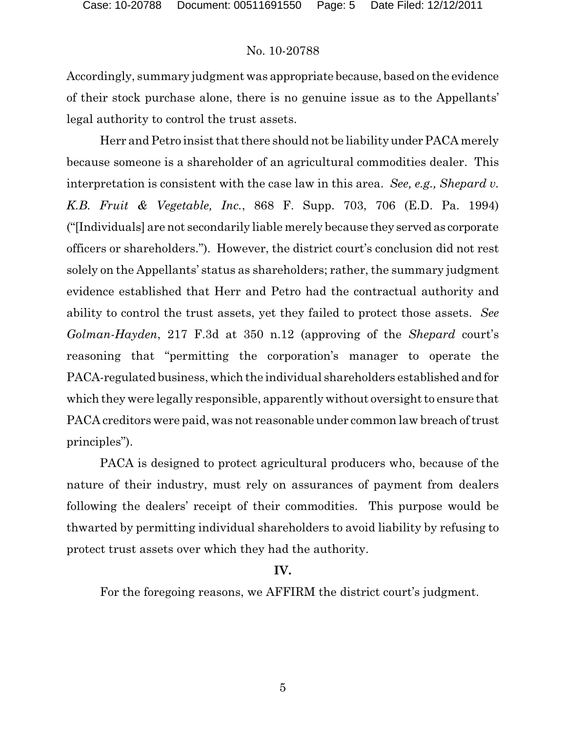Accordingly, summary judgment was appropriate because, based on the evidence of their stock purchase alone, there is no genuine issue as to the Appellants' legal authority to control the trust assets.

Herr and Petro insist that there should not be liability under PACA merely because someone is a shareholder of an agricultural commodities dealer. This interpretation is consistent with the case law in this area. *See, e.g., Shepard v. K.B. Fruit & Vegetable, Inc.*, 868 F. Supp. 703, 706 (E.D. Pa. 1994) ("[Individuals] are not secondarily liable merely because they served as corporate officers or shareholders."). However, the district court's conclusion did not rest solely on the Appellants' status as shareholders; rather, the summary judgment evidence established that Herr and Petro had the contractual authority and ability to control the trust assets, yet they failed to protect those assets. *See Golman-Hayden*, 217 F.3d at 350 n.12 (approving of the *Shepard* court's reasoning that "permitting the corporation's manager to operate the PACA-regulated business, which the individual shareholders established and for which they were legally responsible, apparently without oversight to ensure that PACA creditors were paid, was not reasonable under common law breach of trust principles").

PACA is designed to protect agricultural producers who, because of the nature of their industry, must rely on assurances of payment from dealers following the dealers' receipt of their commodities. This purpose would be thwarted by permitting individual shareholders to avoid liability by refusing to protect trust assets over which they had the authority.

## IV.

For the foregoing reasons, we AFFIRM the district court's judgment.